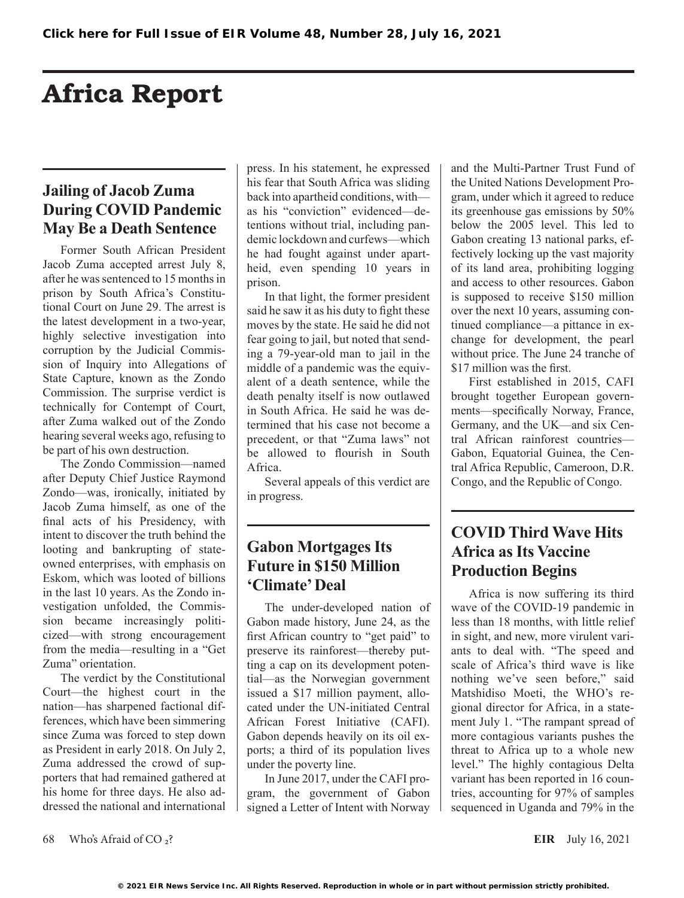# Africa Report

## Jailing of Jacob Zuma During COVID Pandemic May Be a Death Sentence

Former South African President Jacob Zuma accepted arrest July 8, after he was sentenced to 15 months in prison by South Africa's Constitutional Court on June 29. The arrest is the latest development in a two-year, highly selective investigation into corruption by the Judicial Commission of Inquiry into Allegations of State Capture, known as the Zondo Commission. The surprise verdict is technically for Contempt of Court, after Zuma walked out of the Zondo hearing several weeks ago, refusing to be part of his own destruction.

The Zondo Commission—named after Deputy Chief Justice Raymond Zondo—was, ironically, initiated by Jacob Zuma himself, as one of the final acts of his Presidency, with intent to discover the truth behind the looting and bankrupting of state-owned enterprises, with emphasis on Eskom, which was looted of billions in the last 10 years. As the Zondo investigation unfolded, the Commission became increasingly politicized—with strong encouragement from the media—resulting in a "Get Zuma" orientation.

The verdict by the Constitutional Court—the highest court in the nation—has sharpened factional differences, which have been simmering since Zuma was forced to step down as President in early 2018. On July 2, Zuma addressed the crowd of supporters that had remained gathered at his home for three days. He also addressed the national and international press. In his statement, he expressed his fear that South Africa was sliding back into apartheid conditions, with—as his "conviction" evidenced—detentions without trial, including pandemic lockdown and curfews—which he had fought against under apartheid, even spending 10 years in prison.

In that light, the former president said he saw it as his duty to fight these moves by the state. He said he did not fear going to jail, but noted that sending a 79-year-old man to jail in the middle of a pandemic was the equivalent of a death sentence, while the death penalty itself is now outlawed in South Africa. He said he was determined that his case not become a precedent, or that "Zuma laws" not be allowed to flourish in South Africa.

Several appeals of this verdict are in progress.

## Gabon Mortgages Its Future in $150 Million 'Climate' Deal

The under-developed nation of Gabon made history, June 24, as the first African country to "get paid" to preserve its rainforest—thereby putting a cap on its development potential—as the Norwegian government issued a $17 million payment, allocated under the UN-initiated Central African Forest Initiative (CAFI). Gabon depends heavily on its oil exports; a third of its population lives under the poverty line.

In June 2017, under the CAFI program, the government of Gabon signed a Letter of Intent with Norway and the Multi-Partner Trust Fund of the United Nations Development Program, under which it agreed to reduce its greenhouse gas emissions by 50% below the 2005 level. This led to Gabon creating 13 national parks, effectively locking up the vast majority of its land area, prohibiting logging and access to other resources. Gabon is supposed to receive $150 million over the next 10 years, assuming continued compliance—a pittance in exchange for development, the pearl without price. The June 24 tranche of $17 million was the first.

First established in 2015, CAFI brought together European governments—specifically Norway, France, Germany, and the UK—and six Central African rainforest countries—Gabon, Equatorial Guinea, the Central Africa Republic, Cameroon, D.R. Congo, and the Republic of Congo.

## COVID Third Wave Hits Africa as Its Vaccine Production Begins

Africa is now suffering its third wave of the COVID-19 pandemic in less than 18 months, with little relief in sight, and new, more virulent variants to deal with. "The speed and scale of Africa's third wave is like nothing we've seen before," said Matshidiso Moeti, the WHO's regional director for Africa, in a statement July 1. "The rampant spread of more contagious variants pushes the threat to Africa up to a whole new level." The highly contagious Delta variant has been reported in 16 countries, accounting for 97% of samples sequenced in Uganda and 79% in the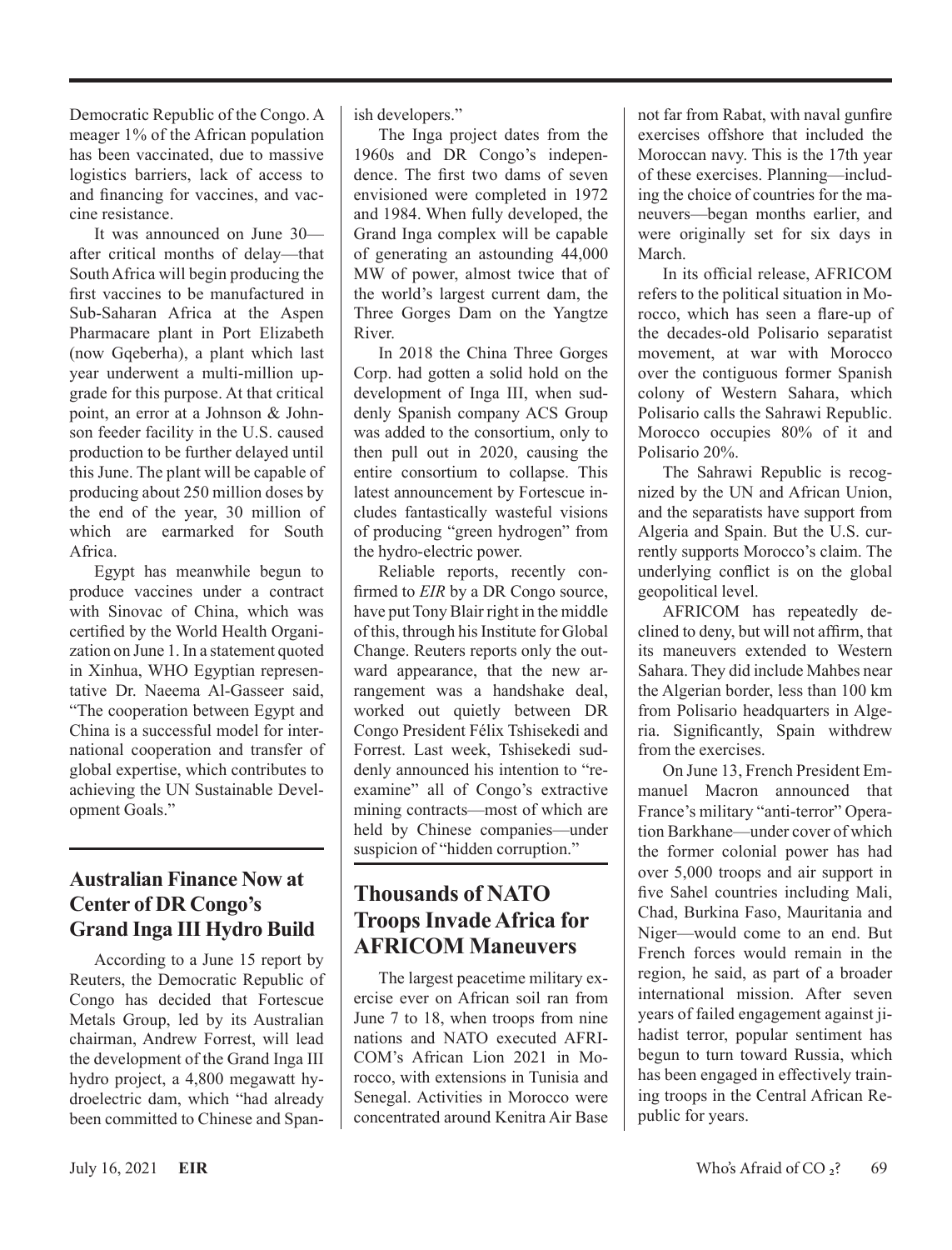Democratic Republic of the Congo. A meager 1% of the African population has been vaccinated, due to massive logistics barriers, lack of access to and financing for vaccines, and vaccine resistance.

It was announced on June 30—after critical months of delay—that South Africa will begin producing the first vaccines to be manufactured in Sub-Saharan Africa at the Aspen Pharmacare plant in Port Elizabeth (now Gqeberha), a plant which last year underwent a multi-million upgrade for this purpose. At that critical point, an error at a Johnson & Johnson feeder facility in the U.S. caused production to be further delayed until this June. The plant will be capable of producing about 250 million doses by the end of the year, 30 million of which are earmarked for South Africa.

Egypt has meanwhile begun to produce vaccines under a contract with Sinovac of China, which was certified by the World Health Organization on June 1. In a statement quoted in Xinhua, WHO Egyptian representative Dr. Naeema Al-Gasseer said, "The cooperation between Egypt and China is a successful model for international cooperation and transfer of global expertise, which contributes to achieving the UN Sustainable Development Goals."

## Australian Finance Now at Center of DR Congo's Grand Inga III Hydro Build

According to a June 15 report by Reuters, the Democratic Republic of Congo has decided that Fortescue Metals Group, led by its Australian chairman, Andrew Forrest, will lead the development of the Grand Inga III hydro project, a 4,800 megawatt hydroelectric dam, which "had already been committed to Chinese and Spanish developers."

The Inga project dates from the 1960s and DR Congo's independence. The first two dams of seven envisioned were completed in 1972 and 1984. When fully developed, the Grand Inga complex will be capable of generating an astounding 44,000 MW of power, almost twice that of the world's largest current dam, the Three Gorges Dam on the Yangtze River.

In 2018 the China Three Gorges Corp. had gotten a solid hold on the development of Inga III, when suddenly Spanish company ACS Group was added to the consortium, only to then pull out in 2020, causing the entire consortium to collapse. This latest announcement by Fortescue includes fantastically wasteful visions of producing "green hydrogen" from the hydro-electric power.

Reliable reports, recently confirmed to *EIR* by a DR Congo source, have put Tony Blair right in the middle of this, through his Institute for Global Change. Reuters reports only the outward appearance, that the new arrangement was a handshake deal, worked out quietly between DR Congo President Félix Tshisekedi and Forrest. Last week, Tshisekedi suddenly announced his intention to "reexamine" all of Congo's extractive mining contracts—most of which are held by Chinese companies—under suspicion of "hidden corruption."

## Thousands of NATO Troops Invade Africa for AFRICOM Maneuvers

The largest peacetime military exercise ever on African soil ran from June 7 to 18, when troops from nine nations and NATO executed AFRICOM's African Lion 2021 in Morocco, with extensions in Tunisia and Senegal. Activities in Morocco were concentrated around Kenitra Air Base not far from Rabat, with naval gunfire exercises offshore that included the Moroccan navy. This is the 17th year of these exercises. Planning—including the choice of countries for the maneuvers—began months earlier, and were originally set for six days in March.

In its official release, AFRICOM refers to the political situation in Morocco, which has seen a flare-up of the decades-old Polisario separatist movement, at war with Morocco over the contiguous former Spanish colony of Western Sahara, which Polisario calls the Sahrawi Republic. Morocco occupies 80% of it and Polisario 20%.

The Sahrawi Republic is recognized by the UN and African Union, and the separatists have support from Algeria and Spain. But the U.S. currently supports Morocco's claim. The underlying conflict is on the global geopolitical level.

AFRICOM has repeatedly declined to deny, but will not affirm, that its maneuvers extended to Western Sahara. They did include Mahbes near the Algerian border, less than 100 km from Polisario headquarters in Algeria. Significantly, Spain withdrew from the exercises.

On June 13, French President Emmanuel Macron announced that France's military "anti-terror" Operation Barkhane—under cover of which the former colonial power has had over 5,000 troops and air support in five Sahel countries including Mali, Chad, Burkina Faso, Mauritania and Niger—would come to an end. But French forces would remain in the region, he said, as part of a broader international mission. After seven years of failed engagement against jihadist terror, popular sentiment has begun to turn toward Russia, which has been engaged in effectively training troops in the Central African Republic for years.